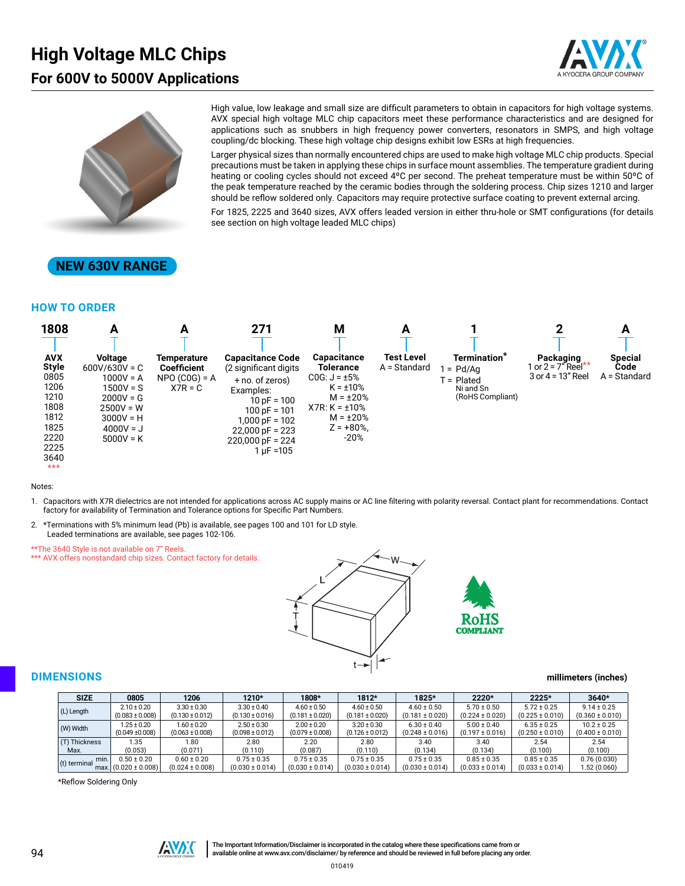# High Voltage MLC Chips

## For 600V to 5000V Applications

High value, low leakage and small size are difficult parameters to obtain in capacitors for high voltage systems. AVX special high voltage MLC chip capacitors meet these performance characteristics and are designed for applications such as snubbers in high frequency power converters, resonators in SMPS, and high voltage coupling/dc blocking. These high voltage chip designs exhibit low ESRs at high frequencies.

Larger physical sizes than normally encountered chips are used to make high voltage MLC chip products. Special precautions must be taken in applying these chips in surface mount assemblies. The temperature gradient during heating or cooling cycles should not exceed 4ºC per second. The preheat temperature must be within 50ºC of the peak temperature reached by the ceramic bodies through the soldering process. Chip sizes 1210 and larger should be reflow soldered only. Capacitors may require protective surface coating to prevent external arcing.

For 1825, 2225 and 3640 sizes, AVX offers leaded version in either thru-hole or SMT configurations (for details see section on high voltage leaded MLC chips)

**NEW 630V RANGE**

## HOW TO ORDER

| 1808 | A | A | 271 | M | A | 1 | 2 | A |
|---|---|---|---|---|---|---|---|---|
| **AVX Style** | **Voltage** | **Temperature Coefficient** | **Capacitance Code** | **Capacitance Tolerance** | **Test Level** | **Termination*** | **Packaging** | **Special Code** |
| 0805<br>1206<br>1210<br>1808<br>1812<br>1825<br>2220<br>2225<br>3640<br>*** | 600V/630V = C<br>1000V = A<br>1500V = S<br>2000V = G<br>2500V = W<br>3000V = H<br>4000V = J<br>5000V = K | NPO (C0G) = A<br>X7R = C | (2 significant digits + no. of zeros)<br>Examples:<br>10 pF = 100<br>100 pF = 101<br>1,000 pF = 102<br>22,000 pF = 223<br>220,000 pF = 224<br>1 μF =105 | C0G: J = ±5%<br>K = ±10%<br>M = ±20%<br>X7R: K = ±10%<br>M = ±20%<br>Z = +80%, -20% | A = Standard | 1 = Pd/Ag<br>T = Plated Ni and Sn (RoHS Compliant) | 1 or 2 = 7" Reel**<br>3 or 4 = 13" Reel | A = Standard |

Notes:

1. Capacitors with X7R dielectrics are not intended for applications across AC supply mains or AC line filtering with polarity reversal. Contact plant for recommendations. Contact factory for availability of Termination and Tolerance options for Specific Part Numbers.
2. *Terminations with 5% minimum lead (Pb) is available, see pages 100 and 101 for LD style. Leaded terminations are available, see pages 102-106.

**The 3640 Style is not available on 7" Reels.
*** AVX offers nonstandard chip sizes. Contact factory for details.

RoHS COMPLIANT

## DIMENSIONS

millimeters (inches)

| SIZE | | 0805 | 1206 | 1210* | 1808* | 1812* | 1825* | 2220* | 2225* | 3640* |
|---|---|---|---|---|---|---|---|---|---|---|
| (L) Length | | 2.10 ± 0.20<br>(0.083 ± 0.008) | 3.30 ± 0.30<br>(0.130 ± 0.012) | 3.30 ± 0.40<br>(0.130 ± 0.016) | 4.60 ± 0.50<br>(0.181 ± 0.020) | 4.60 ± 0.50<br>(0.181 ± 0.020) | 4.60 ± 0.50<br>(0.181 ± 0.020) | 5.70 ± 0.50<br>(0.224 ± 0.020) | 5.72 ± 0.25<br>(0.225 ± 0.010) | 9.14 ± 0.25<br>(0.360 ± 0.010) |
| (W) Width | | 1.25 ± 0.20<br>(0.049 ±0.008) | 1.60 ± 0.20<br>(0.063 ± 0.008) | 2.50 ± 0.30<br>(0.098 ± 0.012) | 2.00 ± 0.20<br>(0.079 ± 0.008) | 3.20 ± 0.30<br>(0.126 ± 0.012) | 6.30 ± 0.40<br>(0.248 ± 0.016) | 5.00 ± 0.40<br>(0.197 ± 0.016) | 6.35 ± 0.25<br>(0.250 ± 0.010) | 10.2 ± 0.25<br>(0.400 ± 0.010) |
| (T) Thickness Max. | | 1.35<br>(0.053) | 1.80<br>(0.071) | 2.80<br>(0.110) | 2.20<br>(0.087) | 2.80<br>(0.110) | 3.40<br>(0.134) | 3.40<br>(0.134) | 2.54<br>(0.100) | 2.54<br>(0.100) |
| (t) terminal | min.<br>max. | 0.50 ± 0.20<br>(0.020 ± 0.008) | 0.60 ± 0.20<br>(0.024 ± 0.008) | 0.75 ± 0.35<br>(0.030 ± 0.014) | 0.75 ± 0.35<br>(0.030 ± 0.014) | 0.75 ± 0.35<br>(0.030 ± 0.014) | 0.75 ± 0.35<br>(0.030 ± 0.014) | 0.85 ± 0.35<br>(0.033 ± 0.014) | 0.85 ± 0.35<br>(0.033 ± 0.014) | 0.76 (0.030)<br>1.52 (0.060) |

*Reflow Soldering Only

The Important Information/Disclaimer is incorporated in the catalog where these specifications came from or available online at www.avx.com/disclaimer/ by reference and should be reviewed in full before placing any order.

010419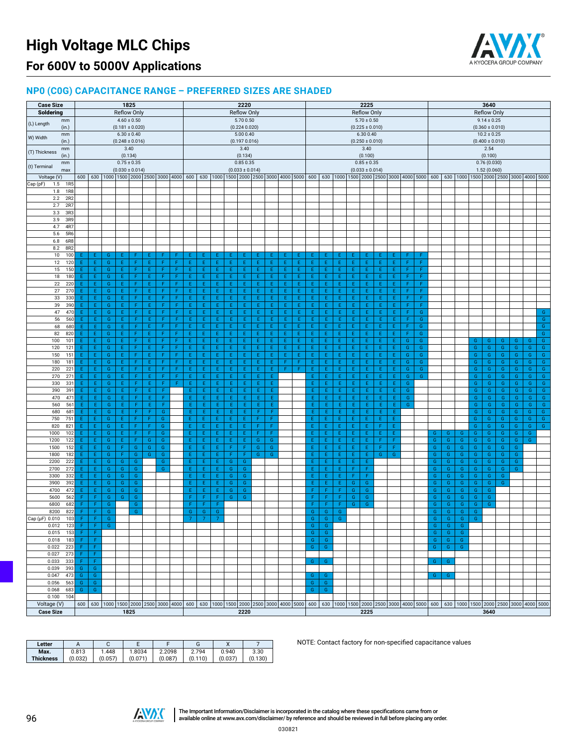# High Voltage MLC Chips

## For 600V to 5000V Applications

## NP0 (C0G) CAPACITANCE RANGE – PREFERRED SIZES ARE SHADED

| Case Size | | 1825 | | | | | | | | 2220 | | | | | | | | | 2225 | | | | | | | | | 3640 | | | | | | | | |
|---|---|---|---|---|---|---|---|---|---|---|---|---|---|---|---|---|---|---|---|---|---|---|---|---|---|---|---|---|---|---|---|---|---|---|---|---|
| Soldering | | Reflow Only | | | | | | | | Reflow Only | | | | | | | | | Reflow Only | | | | | | | | | Reflow Only | | | | | | | | |
| (L) Length | mm | 4.60 ± 0.50 | | | | | | | | 5.70 0.50 | | | | | | | | | 5.70 ± 0.50 | | | | | | | | | 9.14 ± 0.25 | | | | | | | | |
| | (in.) | (0.181 ± 0.020) | | | | | | | | (0.224 0.020) | | | | | | | | | (0.225 ± 0.020) | | | | | | | | | (0.360 ± 0.010) | | | | | | | | |
| W) Width | mm | 6.30 ± 0.40 | | | | | | | | 5.00 0.40 | | | | | | | | | 6.30 0.40 | | | | | | | | | 10.2 ± 0.25 | | | | | | | | |
| | (in.) | (0.248 ± 0.016) | | | | | | | | (0.197 0.016) | | | | | | | | | (0.250 ± 0.010) | | | | | | | | | (0.400 ± 0.010) | | | | | | | | |
| (T) Thickness | mm | 3.40 | | | | | | | | 3.40 | | | | | | | | | 3.40 | | | | | | | | | 2.54 | | | | | | | | |
| | (in.) | (0.134) | | | | | | | | (0.134) | | | | | | | | | (0.100) | | | | | | | | | (0.100) | | | | | | | | |
| (t) Terminal | mm | 0.75 ± 0.35 | | | | | | | | 0.85 0.35 | | | | | | | | | 0.85 ± 0.35 | | | | | | | | | 0.76 (0.030) | | | | | | | | |
| | max | (0.030 ± 0.014) | | | | | | | | (0.033 ± 0.014) | | | | | | | | | (0.033 ± 0.014) | | | | | | | | | 1.52 (0.060) | | | | | | | | |
| Voltage (V) | | 600 | 630 | 1000 | 1500 | 2000 | 2500 | 3000 | 4000 | 600 | 630 | 1000 | 1500 | 2000 | 2500 | 3000 | 4000 | 5000 | 600 | 630 | 1000 | 1500 | 2000 | 2500 | 3000 | 4000 | 5000 | 600 | 630 | 1000 | 1500 | 2000 | 2500 | 3000 | 4000 | 5000 |
| Cap (pF) 1.5 | 1R5 | | | | | | | | | | | | | | | | | | | | | | | | | | | | | | | | | | | |
| 1.8 | 1R8 | | | | | | | | | | | | | | | | | | | | | | | | | | | | | | | | | | | |
| 2.2 | 2R2 | | | | | | | | | | | | | | | | | | | | | | | | | | | | | | | | | | | |
| 2.7 | 2R7 | | | | | | | | | | | | | | | | | | | | | | | | | | | | | | | | | | | |
| 3.3 | 3R3 | | | | | | | | | | | | | | | | | | | | | | | | | | | | | | | | | | | |
| 3.9 | 3R9 | | | | | | | | | | | | | | | | | | | | | | | | | | | | | | | | | | | |
| 4.7 | 4R7 | | | | | | | | | | | | | | | | | | | | | | | | | | | | | | | | | | | |
| 5.6 | 5R6 | | | | | | | | | | | | | | | | | | | | | | | | | | | | | | | | | | | |
| 6.8 | 6R8 | | | | | | | | | | | | | | | | | | | | | | | | | | | | | | | | | | | |
| 8.2 | 8R2 | | | | | | | | | | | | | | | | | | | | | | | | | | | | | | | | | | | |
| 10 | 100 | E | E | G | E | F | E | F | F | E | E | E | E | E | E | E | E | E | E | E | E | E | E | E | E | F | F | | | | | | | | | |
| 12 | 120 | E | E | G | E | F | E | F | F | E | E | E | E | E | E | E | E | E | E | E | E | E | E | E | E | F | F | | | | | | | | | |
| 15 | 150 | E | E | G | E | F | E | F | F | E | E | E | E | E | E | E | E | E | E | E | E | E | E | E | E | F | F | | | | | | | | | |
| 18 | 180 | E | E | G | E | F | E | F | F | E | E | E | E | E | E | E | E | E | E | E | E | E | E | E | E | F | F | | | | | | | | | |
| 22 | 220 | E | E | G | E | F | E | F | F | E | E | E | E | E | E | E | E | E | E | E | E | E | E | E | E | F | F | | | | | | | | | |
| 27 | 270 | E | E | G | E | F | E | F | F | E | E | E | E | E | E | E | E | E | E | E | E | E | E | E | E | F | F | | | | | | | | | |
| 33 | 330 | E | E | G | E | F | E | F | F | E | E | E | E | E | E | E | E | E | E | E | E | E | E | E | E | F | F | | | | | | | | | |
| 39 | 390 | E | E | G | E | F | E | F | F | E | E | E | E | E | E | E | E | E | E | E | E | E | E | E | E | F | F | | | | | | | | | |
| 47 | 470 | E | E | G | E | F | E | F | F | E | E | E | E | E | E | E | E | E | E | E | E | E | E | E | E | F | G | | | | | | | | | G |
| 56 | 560 | E | E | G | E | F | E | F | F | E | E | E | E | E | E | E | E | E | E | E | E | E | E | E | E | F | G | | | | | | | | | G |
| 68 | 680 | E | E | G | E | F | E | F | F | E | E | E | E | E | E | E | E | E | E | E | E | E | E | E | E | F | G | | | | | | | | | G |
| 82 | 820 | E | E | G | E | F | E | F | F | E | E | E | E | E | E | E | E | E | E | E | E | E | E | E | E | F | G | | | | | | | | | G |
| 100 | 101 | E | E | G | E | F | E | F | F | E | E | E | E | E | E | E | E | E | E | E | E | E | E | E | E | G | G | | | | G | G | G | G | G | G |
| 120 | 121 | E | E | G | E | F | E | F | F | E | E | E | E | E | E | E | E | E | E | E | E | E | E | E | E | G | G | | | | G | G | G | G | G | G |
| 150 | 151 | E | E | G | E | F | E | F | F | E | E | E | E | E | E | E | E | E | E | E | E | E | E | E | E | G | G | | | | G | G | G | G | G | G |
| 180 | 181 | E | E | G | E | F | E | F | F | E | E | E | E | E | E | E | F | F | E | E | E | E | E | E | E | G | G | | | | G | G | G | G | G | G |
| 220 | 221 | E | E | G | E | F | E | F | F | E | E | E | E | E | E | E | F | F | E | E | E | E | E | E | E | G | G | | | | G | G | G | G | G | G |
| 270 | 271 | E | E | G | E | F | E | F | F | E | E | E | E | E | E | E | | | E | E | E | E | E | E | E | G | G | | | | G | G | G | G | G | G |
| 330 | 331 | E | E | G | E | F | E | F | F | E | E | E | E | E | E | E | | | E | E | E | E | E | E | E | G | | | | | G | G | G | G | G | G |
| 390 | 391 | E | E | G | E | F | E | F | | E | E | E | E | E | E | E | | | E | E | E | E | E | E | E | G | | | | | G | G | G | G | G | G |
| 470 | 471 | E | E | G | E | F | E | F | | E | E | E | E | E | E | E | | | E | E | E | E | E | E | E | G | | | | | G | G | G | G | G | G |
| 560 | 561 | E | E | G | E | F | E | F | | E | E | E | E | E | E | E | | | E | E | E | E | E | E | E | G | | | | | G | G | G | G | G | G |
| 680 | 681 | E | E | G | E | F | F | G | | E | E | E | E | E | F | F | | | E | E | E | E | E | E | E | | | | | | G | G | G | G | G | G |
| 750 | 751 | E | E | G | E | F | F | G | | E | E | E | E | E | F | F | | | E | E | E | E | E | E | E | | | | | | G | G | G | G | G | G |
| 820 | 821 | E | E | G | E | F | F | G | | E | E | E | E | E | F | F | | | E | E | E | E | E | F | E | | | | | | G | G | G | G | G | G |
| 1000 | 102 | E | E | G | E | F | F | G | | E | E | E | E | E | F | F | | | E | E | E | E | E | E | E | | | G | G | G | G | G | G | G | G | |
| 1200 | 122 | E | E | G | E | F | G | G | | E | E | E | E | E | G | G | | | E | E | E | E | E | F | F | | | G | G | G | G | G | G | G | G | |
| 1500 | 152 | E | E | G | F | G | G | G | | E | E | E | F | F | G | G | | | E | E | E | E | E | F | F | | | G | G | G | G | G | G | G | | |
| 1800 | 182 | E | E | G | F | G | G | G | | E | E | E | F | F | G | G | | | E | E | E | E | E | G | G | | | G | G | G | G | G | G | G | | |
| 2200 | 222 | E | E | G | G | G | | G | | E | E | E | G | G | | | | | E | E | E | E | E | | | | | G | G | G | G | G | G | G | | |
| 2700 | 272 | E | E | G | G | G | | G | | E | E | E | G | G | | | | | E | E | E | F | F | | | | | G | G | G | G | G | G | G | | |
| 3300 | 332 | E | E | G | G | G | | | | E | E | E | G | G | | | | | E | E | E | F | F | | | | | G | G | G | G | G | G | | | |
| 3900 | 392 | E | E | G | G | G | | | | E | E | E | G | G | | | | | E | E | E | G | G | | | | | G | G | G | G | G | G | | | |
| 4700 | 472 | E | E | G | G | G | | | | E | E | E | G | G | | | | | F | F | F | G | G | | | | | G | G | G | G | G | | | | |
| 5600 | 562 | F | F | G | G | G | | | | F | F | F | G | G | | | | | F | F | F | G | G | | | | | G | G | G | G | G | | | | |
| 6800 | 682 | F | F | G | | G | | | | F | F | F | | | | | | | F | F | F | G | G | | | | | G | G | G | G | G | | | | |
| 8200 | 822 | F | F | G | | G | | | | G | G | G | | | | | | | G | G | G | | | | | | | G | G | G | G | | | | | |
| Cap (μF) 0.010 | 103 | F | F | G | | | | | | 7 | 7 | 7 | | | | | | | G | G | G | | | | | | | G | G | G | G | | | | | |
| 0.012 | 123 | F | F | G | | | | | | | | | | | | | | | G | G | | | | | | | | G | G | G | | | | | | |
| 0.015 | 153 | F | F | | | | | | | | | | | | | | | | G | G | | | | | | | | G | G | G | | | | | | |
| 0.018 | 183 | F | F | | | | | | | | | | | | | | | | G | G | | | | | | | | G | G | G | | | | | | |
| 0.022 | 223 | F | F | | | | | | | | | | | | | | | | G | G | | | | | | | | G | G | G | | | | | | |
| 0.027 | 273 | F | F | | | | | | | | | | | | | | | | | | | | | | | | | | | | | | | | | |
| 0.033 | 333 | F | F | | | | | | | | | | | | | | | | G | G | | | | | | | | G | G | | | | | | | |
| 0.039 | 393 | G | G | | | | | | | | | | | | | | | | | | | | | | | | | | | | | | | | | |
| 0.047 | 473 | G | G | | | | | | | | | | | | | | | | G | G | | | | | | | | G | G | | | | | | | |
| 0.056 | 563 | G | G | | | | | | | | | | | | | | | | G | G | | | | | | | | | | | | | | | | |
| 0.068 | 683 | G | G | | | | | | | | | | | | | | | | G | G | | | | | | | | | | | | | | | | |
| 0.100 | 104 | | | | | | | | | | | | | | | | | | | | | | | | | | | | | | | | | | | |
| Voltage (V) | | 600 | 630 | 1000 | 1500 | 2000 | 2500 | 3000 | 4000 | 600 | 630 | 1000 | 1500 | 2000 | 2500 | 3000 | 4000 | 5000 | 600 | 630 | 1000 | 1500 | 2000 | 2500 | 3000 | 4000 | 5000 | 600 | 630 | 1000 | 1500 | 2000 | 2500 | 3000 | 4000 | 5000 |
| Case Size | | 1825 | | | | | | | | 2220 | | | | | | | | | 2225 | | | | | | | | | 3640 | | | | | | | | |

| Letter | A | C | E | F | G | X | 7 |
|---|---|---|---|---|---|---|---|
| Max. Thickness | 0.813 (0.032) | 1.448 (0.057) | 1.8034 (0.071) | 2.2098 (0.087) | 2.794 (0.110) | 0.940 (0.037) | 3.30 (0.130) |

NOTE: Contact factory for non-specified capacitance values

The Important Information/Disclaimer is incorporated in the catalog where these specifications came from or available online at www.avx.com/disclaimer/ by reference and should be reviewed in full before placing any order.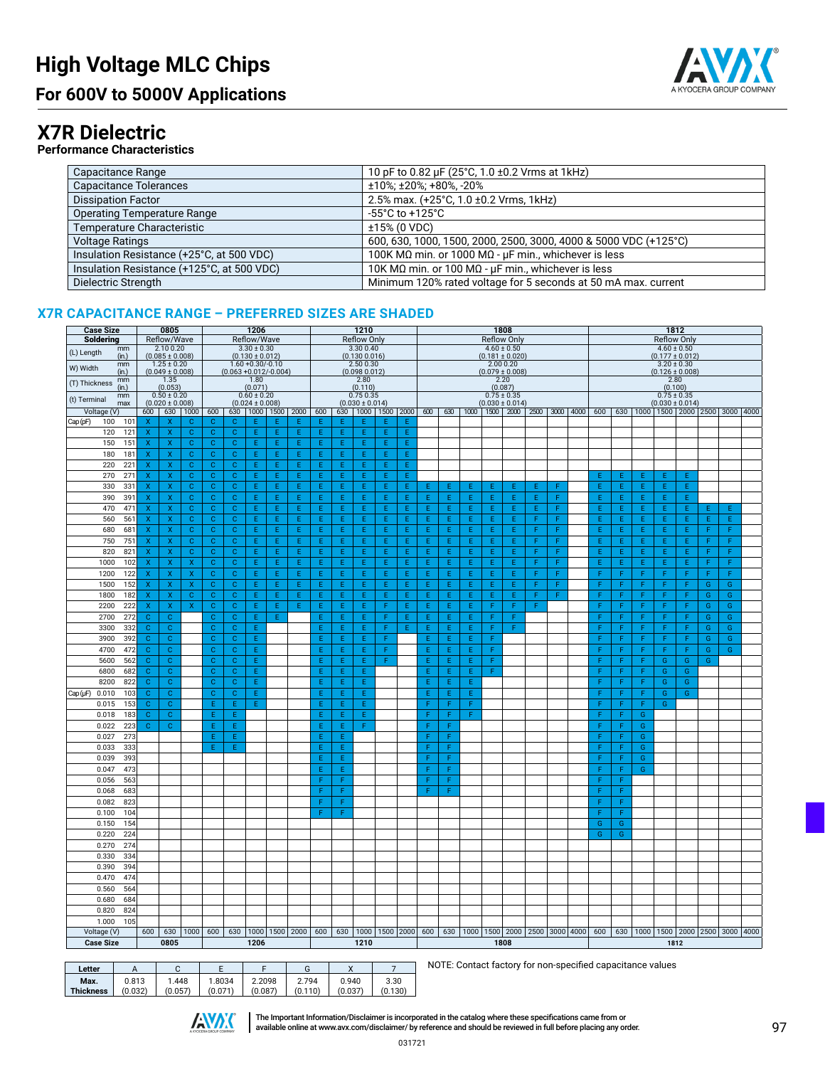# High Voltage MLC Chips

## For 600V to 5000V Applications

## X7R Dielectric

### Performance Characteristics

| | |
|---|---|
| Capacitance Range | 10 pF to 0.82 μF (25°C, 1.0 ±0.2 Vrms at 1kHz) |
| Capacitance Tolerances | ±10%; ±20%; +80%, -20% |
| Dissipation Factor | 2.5% max. (+25°C, 1.0 ±0.2 Vrms, 1kHz) |
| Operating Temperature Range | -55°C to +125°C |
| Temperature Characteristic | ±15% (0 VDC) |
| Voltage Ratings | 600, 630, 1000, 1500, 2000, 2500, 3000, 4000 & 5000 VDC (+125°C) |
| Insulation Resistance (+25°C, at 500 VDC) | 100K MΩ min. or 1000 MΩ - μF min., whichever is less |
| Insulation Resistance (+125°C, at 500 VDC) | 10K MΩ min. or 100 MΩ - μF min., whichever is less |
| Dielectric Strength | Minimum 120% rated voltage for 5 seconds at 50 mA max. current |

## X7R CAPACITANCE RANGE – PREFERRED SIZES ARE SHADED

| Case Size | | 0805 | | | 1206 | | | | | 1210 | | | | | 1808 | | | | | | | | 1812 | | | | | | | |
|---|---|---|---|---|---|---|---|---|---|---|---|---|---|---|---|---|---|---|---|---|---|---|---|---|---|---|---|---|---|---|
| Soldering | | Reflow/Wave | | | Reflow/Wave | | | | | Reflow Only | | | | | Reflow Only | | | | | | | | Reflow Only | | | | | | | |
| (L) Length | mm (in.) | 2.10 0.20 (0.085 ± 0.008) | | | 3.30 ± 0.30 (0.130 ± 0.012) | | | | | 3.30 0.40 (0.130 0.016) | | | | | 4.60 ± 0.50 (0.181 ± 0.020) | | | | | | | | 4.60 ± 0.50 (0.177 ± 0.012) | | | | | | | |
| W) Width | mm (in.) | 1.25 ± 0.20 (0.049 ± 0.008) | | | 1.60 +0.30/-0.10 (0.063 +0.012/-0.004) | | | | | 2.50 0.30 (0.098 0.012) | | | | | 2.00 0.20 (0.079 ± 0.008) | | | | | | | | 3.20 ± 0.30 (0.126 ± 0.008) | | | | | | | |
| (T) Thickness | mm (in.) | 1.35 (0.053) | | | 1.80 (0.071) | | | | | 2.80 (0.110) | | | | | 2.20 (0.087) | | | | | | | | 2.80 (0.100) | | | | | | | |
| (t) Terminal | mm max | 0.50 ± 0.20 (0.020 ± 0.008) | | | 0.60 ± 0.20 (0.024 ± 0.008) | | | | | 0.75 0.35 (0.030 ± 0.014) | | | | | 0.75 ± 0.35 (0.030 ± 0.014) | | | | | | | | 0.75 ± 0.35 (0.030 ± 0.014) | | | | | | | |
| Voltage (V) | | 600 | 630 | 1000 | 600 | 630 | 1000 | 1500 | 2000 | 600 | 630 | 1000 | 1500 | 2000 | 600 | 630 | 1000 | 1500 | 2000 | 2500 | 3000 | 4000 | 600 | 630 | 1000 | 1500 | 2000 | 2500 | 3000 | 4000 |
| Cap (pF) 100 | 101 | X | X | C | C | C | E | E | E | E | E | E | E | E | | | | | | | | | | | | | | | | |
| 120 | 121 | X | X | C | C | C | E | E | E | E | E | E | E | E | | | | | | | | | | | | | | | | |
| 150 | 151 | X | X | C | C | C | E | E | E | E | E | E | E | E | | | | | | | | | | | | | | | | |
| 180 | 181 | X | X | C | C | C | E | E | E | E | E | E | E | E | | | | | | | | | | | | | | | | |
| 220 | 221 | X | X | C | C | C | E | E | E | E | E | E | E | E | | | | | | | | | | | | | | | | |
| 270 | 271 | X | X | C | C | C | E | E | E | E | E | E | E | E | | | | | | | | | E | E | E | E | E | | | |
| 330 | 331 | X | X | C | C | C | E | E | E | E | E | E | E | E | E | E | E | E | E | E | F | | E | E | E | E | E | | | |
| 390 | 391 | X | X | C | C | C | E | E | E | E | E | E | E | E | E | E | E | E | E | E | F | | E | E | E | E | E | | | |
| 470 | 471 | X | X | C | C | C | E | E | E | E | E | E | E | E | E | E | E | E | E | E | F | | E | E | E | E | E | E | E | |
| 560 | 561 | X | X | C | C | C | E | E | E | E | E | E | E | E | E | E | E | E | E | F | F | | E | E | E | E | E | E | E | |
| 680 | 681 | X | X | C | C | C | E | E | E | E | E | E | E | E | E | E | E | E | E | F | F | | E | E | E | E | E | F | F | |
| 750 | 751 | X | X | C | C | C | E | E | E | E | E | E | E | E | E | E | E | E | E | F | F | | E | E | E | E | E | F | F | |
| 820 | 821 | X | X | C | C | C | E | E | E | E | E | E | E | E | E | E | E | E | E | F | F | | E | E | E | E | E | F | F | |
| 1000 | 102 | X | X | X | C | C | E | E | E | E | E | E | E | E | E | E | E | E | E | F | F | | E | E | E | E | E | F | F | |
| 1200 | 122 | X | X | X | C | C | E | E | E | E | E | E | E | E | E | E | E | E | E | F | F | | F | F | F | F | F | F | F | |
| 1500 | 152 | X | X | X | C | C | E | E | E | E | E | E | E | E | E | E | E | E | E | F | F | | F | F | F | F | F | G | G | |
| 1800 | 182 | X | X | C | C | C | E | E | E | E | E | E | E | E | E | E | E | E | E | F | F | | F | F | F | F | F | G | G | |
| 2200 | 222 | X | X | X | C | C | E | E | E | E | E | E | F | E | E | E | E | F | F | F | | | F | F | F | F | F | G | G | |
| 2700 | 272 | C | C | | C | C | E | E | | E | E | E | F | E | E | E | E | F | F | | | | F | F | F | F | F | G | G | |
| 3300 | 332 | C | C | | C | C | E | | | E | E | E | F | E | E | E | E | F | F | | | | F | F | F | F | F | G | G | |
| 3900 | 392 | C | C | | C | C | E | | | E | E | E | F | | E | E | E | F | | | | | F | F | F | F | F | G | G | |
| 4700 | 472 | C | C | | C | C | E | | | E | E | E | F | | E | E | E | F | | | | | F | F | F | F | F | G | G | |
| 5600 | 562 | C | C | | C | C | E | | | E | E | E | F | | E | E | E | F | | | | | F | F | F | G | G | G | | |
| 6800 | 682 | C | C | | C | C | E | | | E | E | E | | | E | E | E | F | | | | | F | F | F | G | G | | | |
| 8200 | 822 | C | C | | C | C | E | | | E | E | E | | | E | E | E | | | | | | F | F | F | G | G | | | |
| Cap (μF) 0.010 | 103 | C | C | | C | C | E | | | E | E | E | | | E | E | E | | | | | | F | F | F | G | G | | | |
| 0.015 | 153 | C | C | | E | E | E | | | E | E | E | | | F | F | F | | | | | | F | F | F | G | | | | |
| 0.018 | 183 | C | C | | E | E | | | | E | E | E | | | F | F | F | | | | | | F | F | G | | | | | |
| 0.022 | 223 | C | C | | E | E | | | | E | E | F | | | F | F | | | | | | | F | F | G | | | | | |
| 0.027 | 273 | | | | E | E | | | | E | E | | | | F | F | | | | | | | F | F | G | | | | | |
| 0.033 | 333 | | | | E | E | | | | E | E | | | | F | F | | | | | | | F | F | G | | | | | |
| 0.039 | 393 | | | | | | | | | E | E | | | | F | F | | | | | | | F | F | G | | | | | |
| 0.047 | 473 | | | | | | | | | E | E | | | | F | F | | | | | | | F | F | G | | | | | |
| 0.056 | 563 | | | | | | | | | F | F | | | | F | F | | | | | | | F | F | | | | | | |
| 0.068 | 683 | | | | | | | | | F | F | | | | F | F | | | | | | | F | F | | | | | | |
| 0.082 | 823 | | | | | | | | | F | F | | | | | | | | | | | | F | F | | | | | | |
| 0.100 | 104 | | | | | | | | | F | F | | | | | | | | | | | | F | F | | | | | | |
| 0.150 | 154 | | | | | | | | | | | | | | | | | | | | | | G | G | | | | | | |
| 0.220 | 224 | | | | | | | | | | | | | | | | | | | | | | G | G | | | | | | |
| 0.270 | 274 | | | | | | | | | | | | | | | | | | | | | | | | | | | | | |
| 0.330 | 334 | | | | | | | | | | | | | | | | | | | | | | | | | | | | | |
| 0.390 | 394 | | | | | | | | | | | | | | | | | | | | | | | | | | | | | |
| 0.470 | 474 | | | | | | | | | | | | | | | | | | | | | | | | | | | | | |
| 0.560 | 564 | | | | | | | | | | | | | | | | | | | | | | | | | | | | | |
| 0.680 | 684 | | | | | | | | | | | | | | | | | | | | | | | | | | | | | |
| 0.820 | 824 | | | | | | | | | | | | | | | | | | | | | | | | | | | | | |
| 1.000 | 105 | | | | | | | | | | | | | | | | | | | | | | | | | | | | | |
| Voltage (V) | | 600 | 630 | 1000 | 600 | 630 | 1000 | 1500 | 2000 | 600 | 630 | 1000 | 1500 | 2000 | 600 | 630 | 1000 | 1500 | 2000 | 2500 | 3000 | 4000 | 600 | 630 | 1000 | 1500 | 2000 | 2500 | 3000 | 4000 |
| Case Size | | 0805 | | | 1206 | | | | | 1210 | | | | | 1808 | | | | | | | | 1812 | | | | | | | |

| Letter | A | C | E | F | G | X | 7 |
|---|---|---|---|---|---|---|---|
| Max. Thickness | 0.813 (0.032) | 1.448 (0.057) | 1.8034 (0.071) | 2.2098 (0.087) | 2.794 (0.110) | 0.940 (0.037) | 3.30 (0.130) |

NOTE: Contact factory for non-specified capacitance values

The Important Information/Disclaimer is incorporated in the catalog where these specifications came from or available online at www.avx.com/disclaimer/ by reference and should be reviewed in full before placing any order.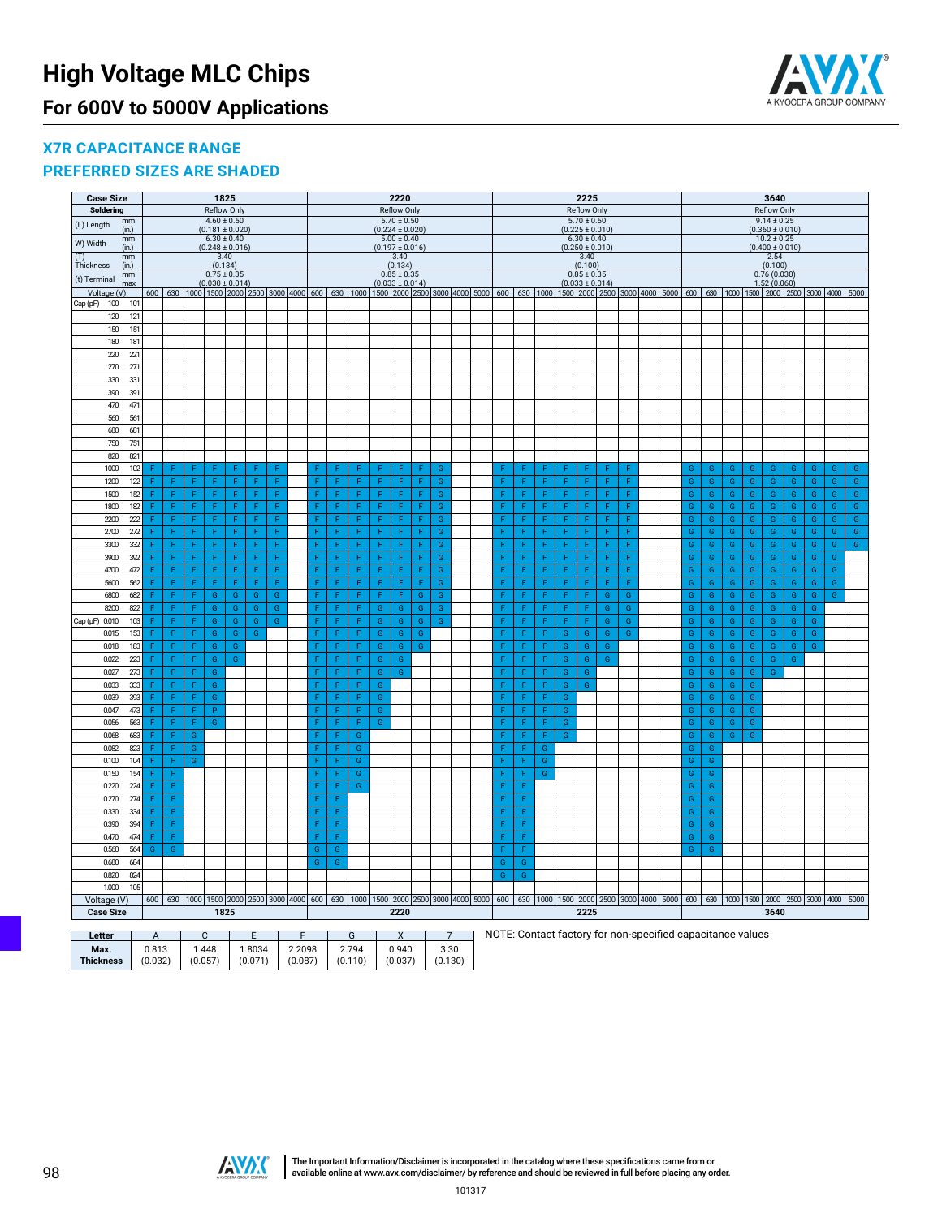# High Voltage MLC Chips

## For 600V to 5000V Applications

### X7R CAPACITANCE RANGE

### PREFERRED SIZES ARE SHADED

| Case Size | | 1825 | | | | | | | | 2220 | | | | | | | | | 2225 | | | | | | | | | 3640 | | | | | | | | |
|---|---|---|---|---|---|---|---|---|---|---|---|---|---|---|---|---|---|---|---|---|---|---|---|---|---|---|---|---|---|---|---|---|---|---|---|---|
| Soldering | | Reflow Only | | | | | | | | Reflow Only | | | | | | | | | Reflow Only | | | | | | | | | Reflow Only | | | | | | | | |
| (L) Length | mm (in.) | 4.60 ± 0.50 (0.181 ± 0.020) | | | | | | | | 5.70 ± 0.50 (0.224 ± 0.020) | | | | | | | | | 5.70 ± 0.50 (0.225 ± 0.010) | | | | | | | | | 9.14 ± 0.25 (0.360 ± 0.010) | | | | | | | | |
| W) Width | mm (in.) | 6.30 ± 0.40 (0.248 ± 0.016) | | | | | | | | 5.00 ± 0.40 (0.197 ± 0.016) | | | | | | | | | 6.30 ± 0.40 (0.250 ± 0.010) | | | | | | | | | 10.2 ± 0.25 (0.400 ± 0.010) | | | | | | | | |
| (T) Thickness | mm (in.) | 3.40 (0.134) | | | | | | | | 3.40 (0.134) | | | | | | | | | 3.40 (0.100) | | | | | | | | | 2.54 (0.100) | | | | | | | | |
| (t) Terminal | mm max | 0.75 ± 0.35 (0.030 ± 0.014) | | | | | | | | 0.85 ± 0.35 (0.033 ± 0.014) | | | | | | | | | 0.85 ± 0.35 (0.033 ± 0.014) | | | | | | | | | 0.76 (0.030) 1.52 (0.060) | | | | | | | | |
| Voltage (V) | | 600 | 630 | 1000 | 1500 | 2000 | 2500 | 3000 | 4000 | 600 | 630 | 1000 | 1500 | 2000 | 2500 | 3000 | 4000 | 5000 | 600 | 630 | 1000 | 1500 | 2000 | 2500 | 3000 | 4000 | 5000 | 600 | 630 | 1000 | 1500 | 2000 | 2500 | 3000 | 4000 | 5000 |
| Cap (pF) 100 | 101 | | | | | | | | | | | | | | | | | | | | | | | | | | | | | | | | | | | |
| 120 | 121 | | | | | | | | | | | | | | | | | | | | | | | | | | | | | | | | | | | |
| 150 | 151 | | | | | | | | | | | | | | | | | | | | | | | | | | | | | | | | | | | |
| 180 | 181 | | | | | | | | | | | | | | | | | | | | | | | | | | | | | | | | | | | |
| 220 | 221 | | | | | | | | | | | | | | | | | | | | | | | | | | | | | | | | | | | |
| 270 | 271 | | | | | | | | | | | | | | | | | | | | | | | | | | | | | | | | | | | |
| 330 | 331 | | | | | | | | | | | | | | | | | | | | | | | | | | | | | | | | | | | |
| 390 | 391 | | | | | | | | | | | | | | | | | | | | | | | | | | | | | | | | | | | |
| 470 | 471 | | | | | | | | | | | | | | | | | | | | | | | | | | | | | | | | | | | |
| 560 | 561 | | | | | | | | | | | | | | | | | | | | | | | | | | | | | | | | | | | |
| 680 | 681 | | | | | | | | | | | | | | | | | | | | | | | | | | | | | | | | | | | |
| 750 | 751 | | | | | | | | | | | | | | | | | | | | | | | | | | | | | | | | | | | |
| 820 | 821 | | | | | | | | | | | | | | | | | | | | | | | | | | | | | | | | | | | |
| 1000 | 102 | F | F | F | F | F | F | F | | F | F | F | F | F | F | G | | | F | F | F | F | F | F | F | | | G | G | G | G | G | G | G | G | G |
| 1200 | 122 | F | F | F | F | F | F | F | | F | F | F | F | F | F | G | | | F | F | F | F | F | F | F | | | G | G | G | G | G | G | G | G | G |
| 1500 | 152 | F | F | F | F | F | F | F | | F | F | F | F | F | F | G | | | F | F | F | F | F | F | F | | | G | G | G | G | G | G | G | G | G |
| 1800 | 182 | F | F | F | F | F | F | F | | F | F | F | F | F | F | G | | | F | F | F | F | F | F | F | | | G | G | G | G | G | G | G | G | G |
| 2200 | 222 | F | F | F | F | F | F | F | | F | F | F | F | F | F | G | | | F | F | F | F | F | F | F | | | G | G | G | G | G | G | G | G | G |
| 2700 | 272 | F | F | F | F | F | F | F | | F | F | F | F | F | F | G | | | F | F | F | F | F | F | F | | | G | G | G | G | G | G | G | G | G |
| 3300 | 332 | F | F | F | F | F | F | F | | F | F | F | F | F | F | G | | | F | F | F | F | F | F | F | | | G | G | G | G | G | G | G | G | G |
| 3900 | 392 | F | F | F | F | F | F | F | | F | F | F | F | F | F | G | | | F | F | F | F | F | F | F | | | G | G | G | G | G | G | G | G | |
| 4700 | 472 | F | F | F | F | F | F | F | | F | F | F | F | F | F | G | | | F | F | F | F | F | F | F | | | G | G | G | G | G | G | G | G | |
| 5600 | 562 | F | F | F | F | F | F | F | | F | F | F | F | F | F | G | | | F | F | F | F | F | F | F | | | G | G | G | G | G | G | G | G | |
| 6800 | 682 | F | F | F | G | G | G | G | | F | F | F | F | F | G | G | | | F | F | F | F | F | G | G | | | G | G | G | G | G | G | G | G | |
| 8200 | 822 | F | F | F | G | G | G | G | | F | F | F | G | G | G | G | | | F | F | F | F | F | G | G | | | G | G | G | G | G | G | G | | |
| Cap (μF) 0.010 | 103 | F | F | F | G | G | G | G | | F | F | F | G | G | G | G | | | F | F | F | F | F | G | G | | | G | G | G | G | G | G | G | | |
| 0.015 | 153 | F | F | F | G | G | G | | | F | F | F | G | G | G | | | | F | F | F | G | G | G | G | | | G | G | G | G | G | G | G | | |
| 0.018 | 183 | F | F | F | G | G | | | | F | F | F | G | G | G | | | | F | F | F | G | G | G | | | | G | G | G | G | G | G | G | | |
| 0.022 | 223 | F | F | F | G | G | | | | F | F | F | G | G | | | | | F | F | F | G | G | G | | | | G | G | G | G | G | G | | | |
| 0.027 | 273 | F | F | F | G | | | | | F | F | F | G | G | | | | | F | F | F | G | G | | | | | G | G | G | G | G | | | | |
| 0.033 | 333 | F | F | F | G | | | | | F | F | F | G | | | | | | F | F | F | G | G | | | | | G | G | G | G | | | | | |
| 0.039 | 393 | F | F | F | G | | | | | F | F | F | G | | | | | | F | F | F | G | | | | | | G | G | G | G | | | | | |
| 0.047 | 473 | F | F | F | P | | | | | F | F | F | G | | | | | | F | F | F | G | | | | | | G | G | G | G | | | | | |
| 0.056 | 563 | F | F | F | G | | | | | F | F | F | G | | | | | | F | F | F | G | | | | | | G | G | G | G | | | | | |
| 0.068 | 683 | F | F | G | | | | | | F | F | G | | | | | | | F | F | F | G | | | | | | G | G | G | G | | | | | |
| 0.082 | 823 | F | F | G | | | | | | F | F | G | | | | | | | F | F | G | | | | | | | G | G | | | | | | | |
| 0.100 | 104 | F | F | G | | | | | | F | F | G | | | | | | | F | F | G | | | | | | | G | G | | | | | | | |
| 0.150 | 154 | F | F | | | | | | | F | F | G | | | | | | | F | F | G | | | | | | | G | G | | | | | | | |
| 0.220 | 224 | F | F | | | | | | | F | F | G | | | | | | | F | F | | | | | | | | G | G | | | | | | | |
| 0.270 | 274 | F | F | | | | | | | F | F | | | | | | | | F | F | | | | | | | | G | G | | | | | | | |
| 0.330 | 334 | F | F | | | | | | | F | F | | | | | | | | F | F | | | | | | | | G | G | | | | | | | |
| 0.390 | 394 | F | F | | | | | | | F | F | | | | | | | | F | F | | | | | | | | G | G | | | | | | | |
| 0.470 | 474 | F | F | | | | | | | F | F | | | | | | | | F | F | | | | | | | | G | G | | | | | | | |
| 0.560 | 564 | G | G | | | | | | | G | G | | | | | | | | F | F | | | | | | | | G | G | | | | | | | |
| 0.680 | 684 | | | | | | | | | G | G | | | | | | | | G | G | | | | | | | | | | | | | | | | |
| 0.820 | 824 | | | | | | | | | | | | | | | | | | G | G | | | | | | | | | | | | | | | | |
| 1.000 | 105 | | | | | | | | | | | | | | | | | | | | | | | | | | | | | | | | | | | |
| Voltage (V) | | 600 | 630 | 1000 | 1500 | 2000 | 2500 | 3000 | 4000 | 600 | 630 | 1000 | 1500 | 2000 | 2500 | 3000 | 4000 | 5000 | 600 | 630 | 1000 | 1500 | 2000 | 2500 | 3000 | 4000 | 5000 | 600 | 630 | 1000 | 1500 | 2000 | 2500 | 3000 | 4000 | 5000 |
| Case Size | | 1825 | | | | | | | | 2220 | | | | | | | | | 2225 | | | | | | | | | 3640 | | | | | | | | |

| Letter | A | C | E | F | G | X | 7 |
|---|---|---|---|---|---|---|---|
| Max. Thickness | 0.813 (0.032) | 1.448 (0.057) | 1.8034 (0.071) | 2.2098 (0.087) | 2.794 (0.110) | 0.940 (0.037) | 3.30 (0.130) |

NOTE: Contact factory for non-specified capacitance values

The Important Information/Disclaimer is incorporated in the catalog where these specifications came from or available online at www.avx.com/disclaimer/ by reference and should be reviewed in full before placing any order.

101317